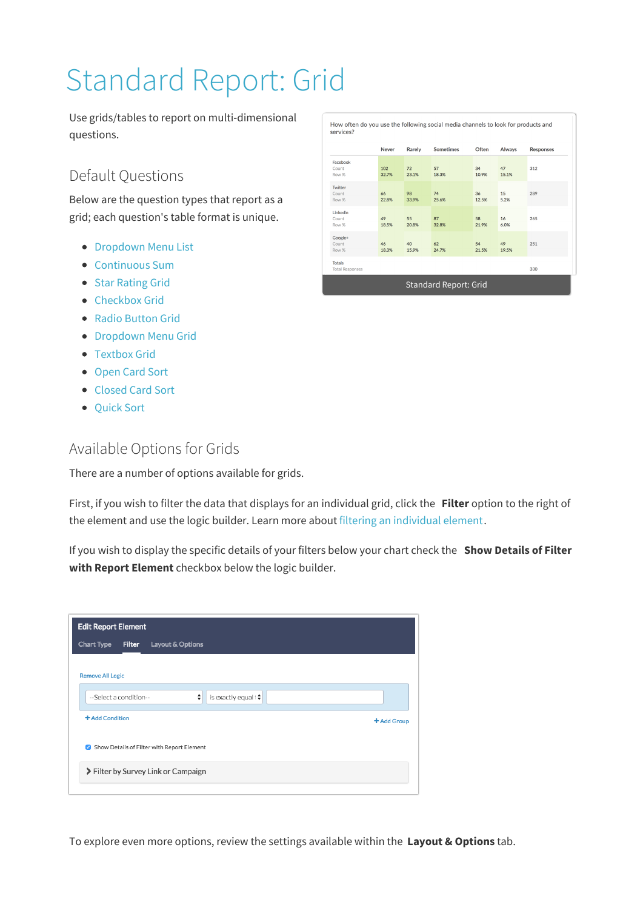# Standard Report: Grid

Use grids/tables to report on multi-dimensional questions.

## Default Questions

Below are the question types that report as a grid; each question's table format is unique.

- Dropdown Menu List
- Continuous Sum
- Star Rating Grid
- Checkbox Grid
- Radio Button Grid
- Dropdown Menu Grid
- Textbox Grid
- Open Card Sort
- Closed Card Sort
- Quick Sort

How often do you use the following social media channels to look for products and services?

| | Never | Rarely | Sometimes | Often | Always | Responses |
|---|---|---|---|---|---|---|
| Facebook Count Row % | 102 32.7% | 72 23.1% | 57 18.3% | 34 10.9% | 47 15.1% | 312 |
| Twitter Count Row % | 66 22.8% | 98 33.9% | 74 25.6% | 36 12.5% | 15 5.2% | 289 |
| Linkedin Count Row % | 49 18.5% | 55 20.8% | 87 32.8% | 58 21.9% | 16 6.0% | 265 |
| Google+ Count Row % | 46 18.3% | 40 15.9% | 62 24.7% | 54 21.5% | 49 19.5% | 251 |
| Totals Total Responses | | | | | | 330 |

Standard Report: Grid

## Available Options for Grids

There are a number of options available for grids.

First, if you wish to filter the data that displays for an individual grid, click the **Filter** option to the right of the element and use the logic builder. Learn more about filtering an individual element.

If you wish to display the specific details of your filters below your chart check the **Show Details of Filter with Report Element** checkbox below the logic builder.

**Edit Report Element**

Chart Type | Filter | Layout & Options

Remove All Logic

--Select a condition-- | is exactly equal t |

+ Add Condition

+ Add Group

☑ Show Details of Filter with Report Element

> Filter by Survey Link or Campaign

To explore even more options, review the settings available within the **Layout & Options** tab.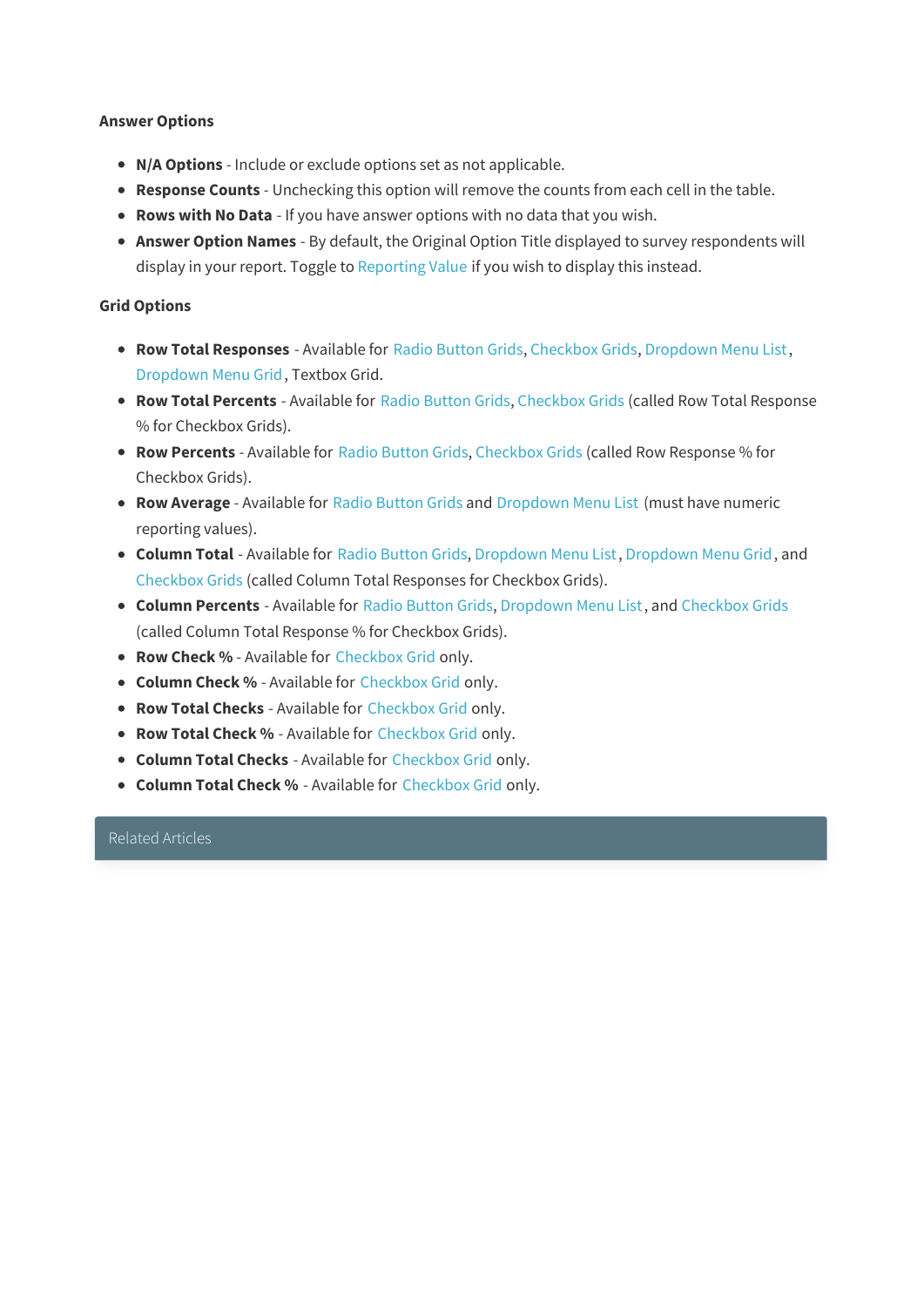**Answer Options**

- **N/A Options** - Include or exclude options set as not applicable.
- **Response Counts** - Unchecking this option will remove the counts from each cell in the table.
- **Rows with No Data** - If you have answer options with no data that you wish.
- **Answer Option Names** - By default, the Original Option Title displayed to survey respondents will display in your report. Toggle to Reporting Value if you wish to display this instead.

**Grid Options**

- **Row Total Responses** - Available for Radio Button Grids, Checkbox Grids, Dropdown Menu List, Dropdown Menu Grid, Textbox Grid.
- **Row Total Percents** - Available for Radio Button Grids, Checkbox Grids (called Row Total Response % for Checkbox Grids).
- **Row Percents** - Available for Radio Button Grids, Checkbox Grids (called Row Response % for Checkbox Grids).
- **Row Average** - Available for Radio Button Grids and Dropdown Menu List (must have numeric reporting values).
- **Column Total** - Available for Radio Button Grids, Dropdown Menu List, Dropdown Menu Grid, and Checkbox Grids (called Column Total Responses for Checkbox Grids).
- **Column Percents** - Available for Radio Button Grids, Dropdown Menu List, and Checkbox Grids (called Column Total Response % for Checkbox Grids).
- **Row Check %** - Available for Checkbox Grid only.
- **Column Check %** - Available for Checkbox Grid only.
- **Row Total Checks** - Available for Checkbox Grid only.
- **Row Total Check %** - Available for Checkbox Grid only.
- **Column Total Checks** - Available for Checkbox Grid only.
- **Column Total Check %** - Available for Checkbox Grid only.

Related Articles